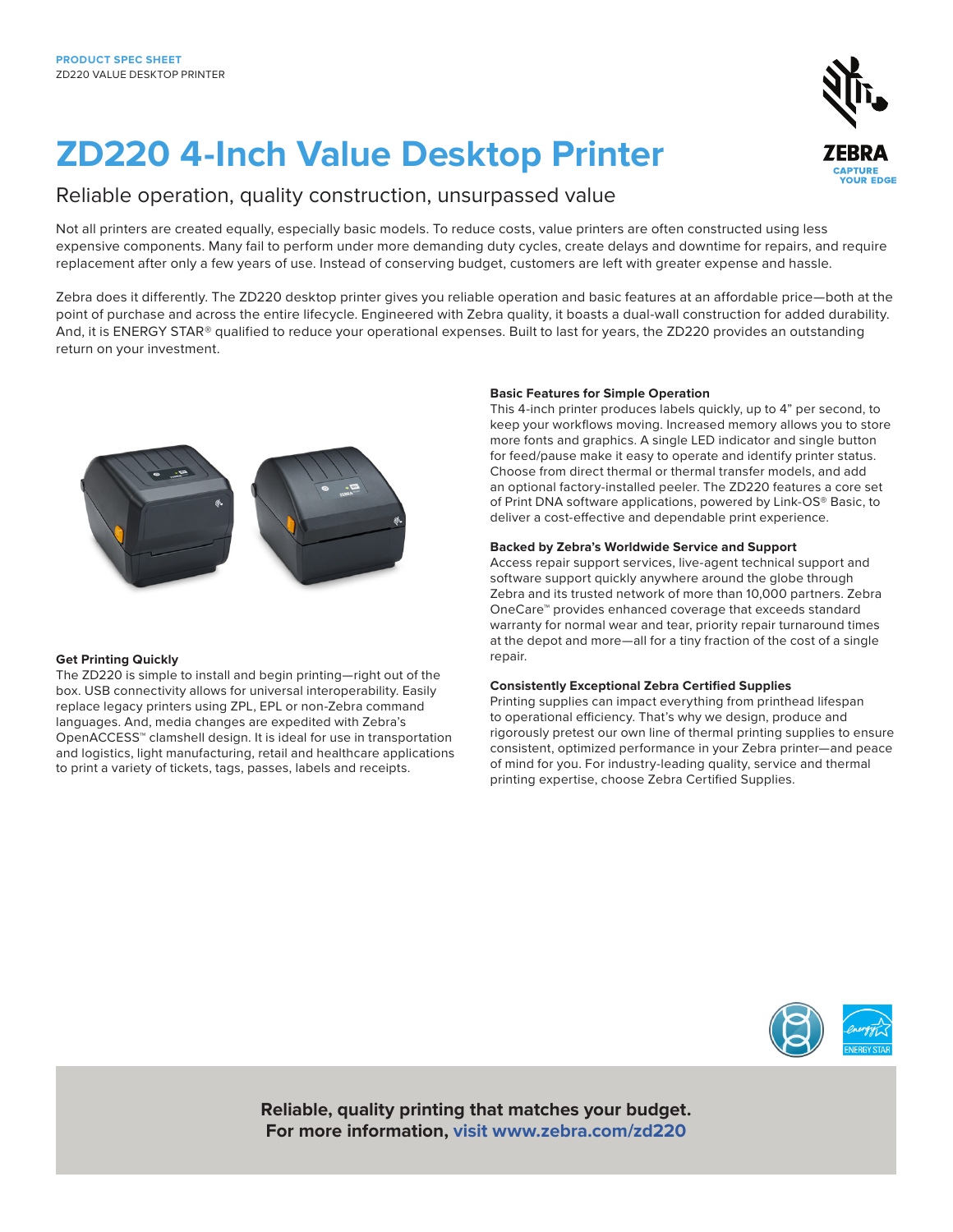**PRODUCT SPEC SHEET**
ZD220 VALUE DESKTOP PRINTER

# ZD220 4-Inch Value Desktop Printer

## Reliable operation, quality construction, unsurpassed value

Not all printers are created equally, especially basic models. To reduce costs, value printers are often constructed using less expensive components. Many fail to perform under more demanding duty cycles, create delays and downtime for repairs, and require replacement after only a few years of use. Instead of conserving budget, customers are left with greater expense and hassle.

Zebra does it differently. The ZD220 desktop printer gives you reliable operation and basic features at an affordable price—both at the point of purchase and across the entire lifecycle. Engineered with Zebra quality, it boasts a dual-wall construction for added durability. And, it is ENERGY STAR® qualified to reduce your operational expenses. Built to last for years, the ZD220 provides an outstanding return on your investment.

### Get Printing Quickly

The ZD220 is simple to install and begin printing—right out of the box. USB connectivity allows for universal interoperability. Easily replace legacy printers using ZPL, EPL or non-Zebra command languages. And, media changes are expedited with Zebra's OpenACCESS™ clamshell design. It is ideal for use in transportation and logistics, light manufacturing, retail and healthcare applications to print a variety of tickets, tags, passes, labels and receipts.

### Basic Features for Simple Operation

This 4-inch printer produces labels quickly, up to 4" per second, to keep your workflows moving. Increased memory allows you to store more fonts and graphics. A single LED indicator and single button for feed/pause make it easy to operate and identify printer status. Choose from direct thermal or thermal transfer models, and add an optional factory-installed peeler. The ZD220 features a core set of Print DNA software applications, powered by Link-OS® Basic, to deliver a cost-effective and dependable print experience.

### Backed by Zebra's Worldwide Service and Support

Access repair support services, live-agent technical support and software support quickly anywhere around the globe through Zebra and its trusted network of more than 10,000 partners. Zebra OneCare™ provides enhanced coverage that exceeds standard warranty for normal wear and tear, priority repair turnaround times at the depot and more—all for a tiny fraction of the cost of a single repair.

### Consistently Exceptional Zebra Certified Supplies

Printing supplies can impact everything from printhead lifespan to operational efficiency. That's why we design, produce and rigorously pretest our own line of thermal printing supplies to ensure consistent, optimized performance in your Zebra printer—and peace of mind for you. For industry-leading quality, service and thermal printing expertise, choose Zebra Certified Supplies.

**Reliable, quality printing that matches your budget.**
**For more information, visit www.zebra.com/zd220**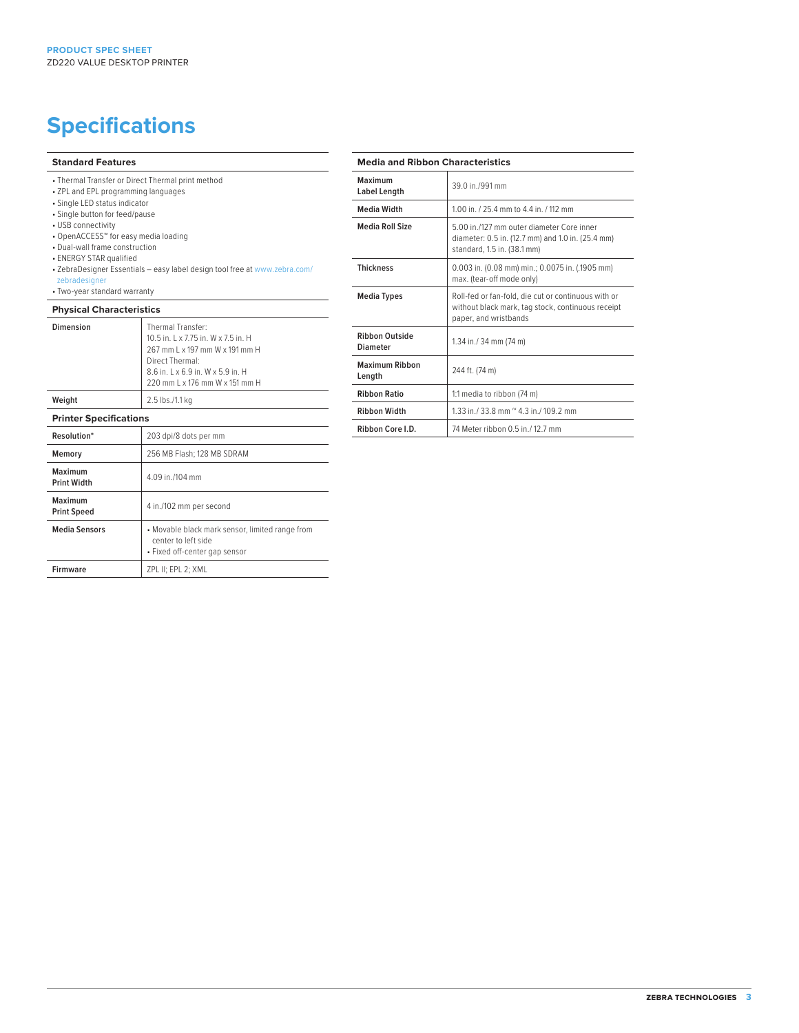# Specifications

## Standard Features

- Thermal Transfer or Direct Thermal print method
- ZPL and EPL programming languages
- Single LED status indicator
- Single button for feed/pause
- USB connectivity
- OpenACCESS™ for easy media loading
- Dual-wall frame construction
- ENERGY STAR qualified
- ZebraDesigner Essentials – easy label design tool free at www.zebra.com/zebradesigner
- Two-year standard warranty

## Physical Characteristics

| | |
|---|---|
| **Dimension** | Thermal Transfer:<br>10.5 in. L x 7.75 in. W x 7.5 in. H<br>267 mm L x 197 mm W x 191 mm H<br>Direct Thermal:<br>8.6 in. L x 6.9 in. W x 5.9 in. H<br>220 mm L x 176 mm W x 151 mm H |
| **Weight** | 2.5 lbs./1.1 kg |

## Printer Specifications

| | |
|---|---|
| **Resolution*** | 203 dpi/8 dots per mm |
| **Memory** | 256 MB Flash; 128 MB SDRAM |
| **Maximum Print Width** | 4.09 in./104 mm |
| **Maximum Print Speed** | 4 in./102 mm per second |
| **Media Sensors** | • Movable black mark sensor, limited range from center to left side<br>• Fixed off-center gap sensor |
| **Firmware** | ZPL II; EPL 2; XML |

## Media and Ribbon Characteristics

| | |
|---|---|
| **Maximum Label Length** | 39.0 in./991 mm |
| **Media Width** | 1.00 in. / 25.4 mm to 4.4 in. / 112 mm |
| **Media Roll Size** | 5.00 in./127 mm outer diameter Core inner diameter: 0.5 in. (12.7 mm) and 1.0 in. (25.4 mm) standard, 1.5 in. (38.1 mm) |
| **Thickness** | 0.003 in. (0.08 mm) min.; 0.0075 in. (.1905 mm) max. (tear-off mode only) |
| **Media Types** | Roll-fed or fan-fold, die cut or continuous with or without black mark, tag stock, continuous receipt paper, and wristbands |
| **Ribbon Outside Diameter** | 1.34 in./ 34 mm (74 m) |
| **Maximum Ribbon Length** | 244 ft. (74 m) |
| **Ribbon Ratio** | 1:1 media to ribbon (74 m) |
| **Ribbon Width** | 1.33 in./ 33.8 mm ~ 4.3 in./ 109.2 mm |
| **Ribbon Core I.D.** | 74 Meter ribbon 0.5 in./ 12.7 mm |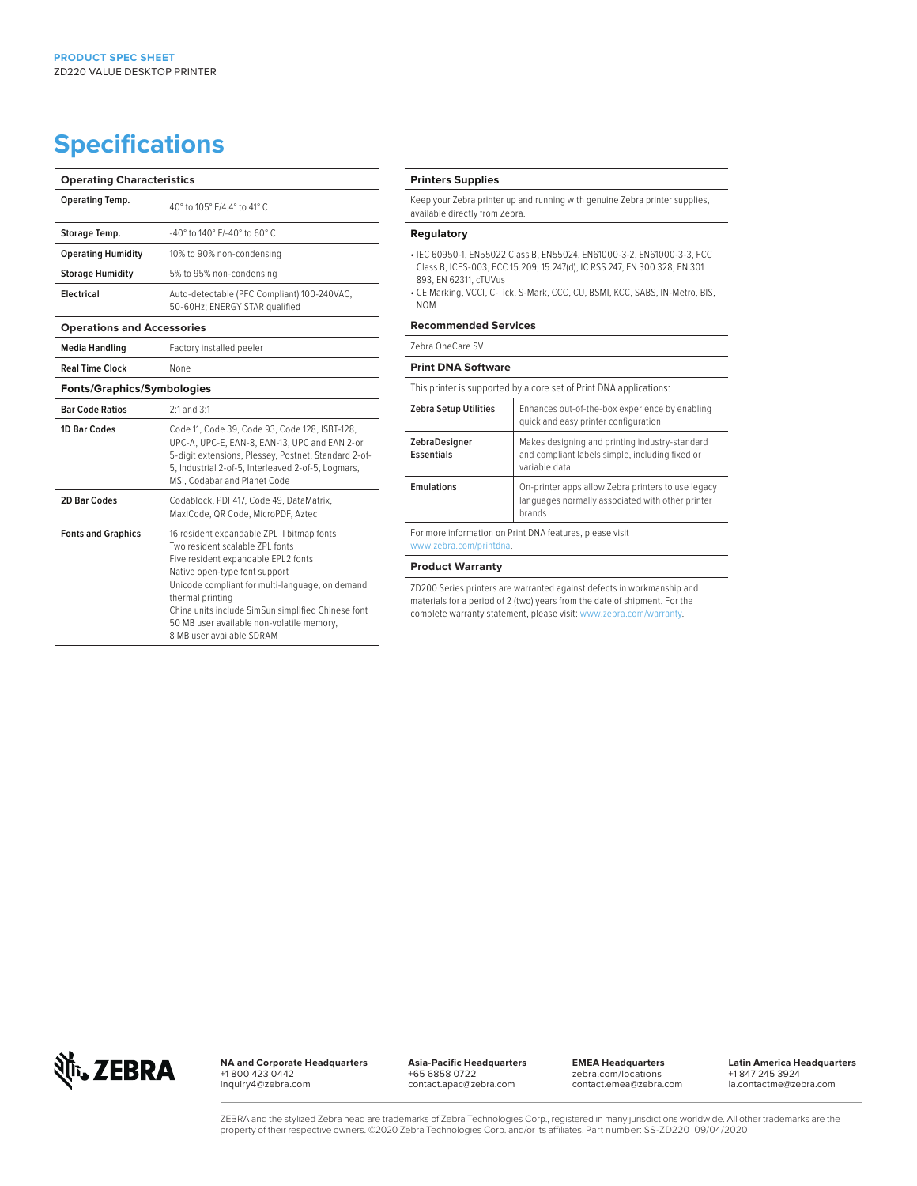PRODUCT SPEC SHEET
ZD220 VALUE DESKTOP PRINTER

# Specifications

## Operating Characteristics

| | |
|---|---|
| **Operating Temp.** | 40° to 105° F/4.4° to 41° C |
| **Storage Temp.** | -40° to 140° F/-40° to 60° C |
| **Operating Humidity** | 10% to 90% non-condensing |
| **Storage Humidity** | 5% to 95% non-condensing |
| **Electrical** | Auto-detectable (PFC Compliant) 100-240VAC, 50-60Hz; ENERGY STAR qualified |

## Operations and Accessories

| | |
|---|---|
| **Media Handling** | Factory installed peeler |
| **Real Time Clock** | None |

## Fonts/Graphics/Symbologies

| | |
|---|---|
| **Bar Code Ratios** | 2:1 and 3:1 |
| **1D Bar Codes** | Code 11, Code 39, Code 93, Code 128, ISBT-128, UPC-A, UPC-E, EAN-8, EAN-13, UPC and EAN 2-or 5-digit extensions, Plessey, Postnet, Standard 2-of-5, Industrial 2-of-5, Interleaved 2-of-5, Logmars, MSI, Codabar and Planet Code |
| **2D Bar Codes** | Codablock, PDF417, Code 49, DataMatrix, MaxiCode, QR Code, MicroPDF, Aztec |
| **Fonts and Graphics** | 16 resident expandable ZPL II bitmap fonts<br>Two resident scalable ZPL fonts<br>Five resident expandable EPL2 fonts<br>Native open-type font support<br>Unicode compliant for multi-language, on demand thermal printing<br>China units include SimSun simplified Chinese font<br>50 MB user available non-volatile memory,<br>8 MB user available SDRAM |

## Printers Supplies

Keep your Zebra printer up and running with genuine Zebra printer supplies, available directly from Zebra.

## Regulatory

- IEC 60950-1, EN55022 Class B, EN55024, EN61000-3-2, EN61000-3-3, FCC Class B, ICES-003, FCC 15.209; 15.247(d), IC RSS 247, EN 300 328, EN 301 893, EN 62311, cTUVus
- CE Marking, VCCI, C-Tick, S-Mark, CCC, CU, BSMI, KCC, SABS, IN-Metro, BIS, NOM

## Recommended Services

Zebra OneCare SV

## Print DNA Software

This printer is supported by a core set of Print DNA applications:

| | |
|---|---|
| **Zebra Setup Utilities** | Enhances out-of-the-box experience by enabling quick and easy printer configuration |
| **ZebraDesigner Essentials** | Makes designing and printing industry-standard and compliant labels simple, including fixed or variable data |
| **Emulations** | On-printer apps allow Zebra printers to use legacy languages normally associated with other printer brands |

For more information on Print DNA features, please visit www.zebra.com/printdna.

## Product Warranty

ZD200 Series printers are warranted against defects in workmanship and materials for a period of 2 (two) years from the date of shipment. For the complete warranty statement, please visit: www.zebra.com/warranty.

ZEBRA

**NA and Corporate Headquarters**
+1 800 423 0442
inquiry4@zebra.com

**Asia-Pacific Headquarters**
+65 6858 0722
contact.apac@zebra.com

**EMEA Headquarters**
zebra.com/locations
contact.emea@zebra.com

**Latin America Headquarters**
+1 847 245 3924
la.contactme@zebra.com

ZEBRA and the stylized Zebra head are trademarks of Zebra Technologies Corp., registered in many jurisdictions worldwide. All other trademarks are the property of their respective owners. ©2020 Zebra Technologies Corp. and/or its affiliates. Part number: SS-ZD220 09/04/2020